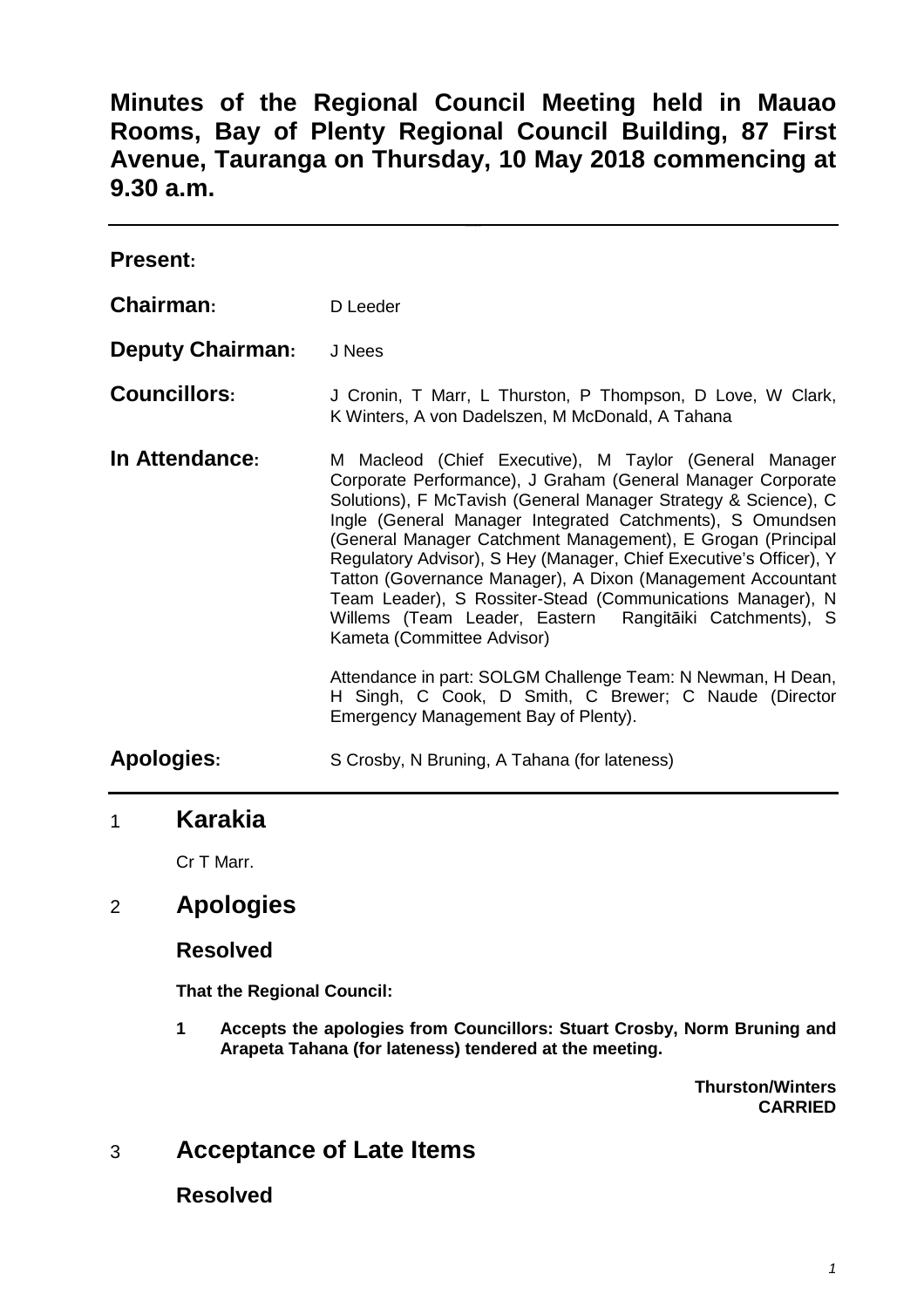# Minutes of the Regional Council Meeting held in Mauao Rooms, Bay of Plenty Regional Council Building, 87 First Avenue, Tauranga on Thursday, 10 May 2018 commencing at 9.30 a.m.

---

**Present:**

**Chairman:** D Leeder

**Deputy Chairman:** J Nees

**Councillors:** J Cronin, T Marr, L Thurston, P Thompson, D Love, W Clark, K Winters, A von Dadelszen, M McDonald, A Tahana

**In Attendance:** M Macleod (Chief Executive), M Taylor (General Manager Corporate Performance), J Graham (General Manager Corporate Solutions), F McTavish (General Manager Strategy & Science), C Ingle (General Manager Integrated Catchments), S Omundsen (General Manager Catchment Management), E Grogan (Principal Regulatory Advisor), S Hey (Manager, Chief Executive's Officer), Y Tatton (Governance Manager), A Dixon (Management Accountant Team Leader), S Rossiter-Stead (Communications Manager), N Willems (Team Leader, Eastern Rangitāiki Catchments), S Kameta (Committee Advisor)

Attendance in part: SOLGM Challenge Team: N Newman, H Dean, H Singh, C Cook, D Smith, C Brewer; C Naude (Director Emergency Management Bay of Plenty).

**Apologies:** S Crosby, N Bruning, A Tahana (for lateness)

---

## 1 Karakia

Cr T Marr.

## 2 Apologies

### Resolved

**That the Regional Council:**

**1 Accepts the apologies from Councillors: Stuart Crosby, Norm Bruning and Arapeta Tahana (for lateness) tendered at the meeting.**

**Thurston/Winters**
**CARRIED**

## 3 Acceptance of Late Items

### Resolved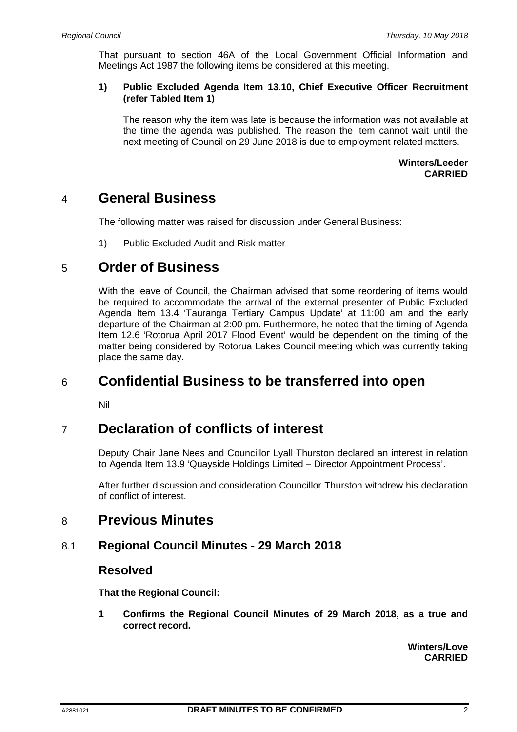That pursuant to section 46A of the Local Government Official Information and Meetings Act 1987 the following items be considered at this meeting.

**1) Public Excluded Agenda Item 13.10, Chief Executive Officer Recruitment (refer Tabled Item 1)**

The reason why the item was late is because the information was not available at the time the agenda was published. The reason the item cannot wait until the next meeting of Council on 29 June 2018 is due to employment related matters.

**Winters/Leeder**
**CARRIED**

# 4 General Business

The following matter was raised for discussion under General Business:

1) Public Excluded Audit and Risk matter

# 5 Order of Business

With the leave of Council, the Chairman advised that some reordering of items would be required to accommodate the arrival of the external presenter of Public Excluded Agenda Item 13.4 'Tauranga Tertiary Campus Update' at 11:00 am and the early departure of the Chairman at 2:00 pm. Furthermore, he noted that the timing of Agenda Item 12.6 'Rotorua April 2017 Flood Event' would be dependent on the timing of the matter being considered by Rotorua Lakes Council meeting which was currently taking place the same day.

# 6 Confidential Business to be transferred into open

Nil

# 7 Declaration of conflicts of interest

Deputy Chair Jane Nees and Councillor Lyall Thurston declared an interest in relation to Agenda Item 13.9 'Quayside Holdings Limited – Director Appointment Process'.

After further discussion and consideration Councillor Thurston withdrew his declaration of conflict of interest.

# 8 Previous Minutes

## 8.1 Regional Council Minutes - 29 March 2018

### Resolved

**That the Regional Council:**

**1 Confirms the Regional Council Minutes of 29 March 2018, as a true and correct record.**

**Winters/Love**
**CARRIED**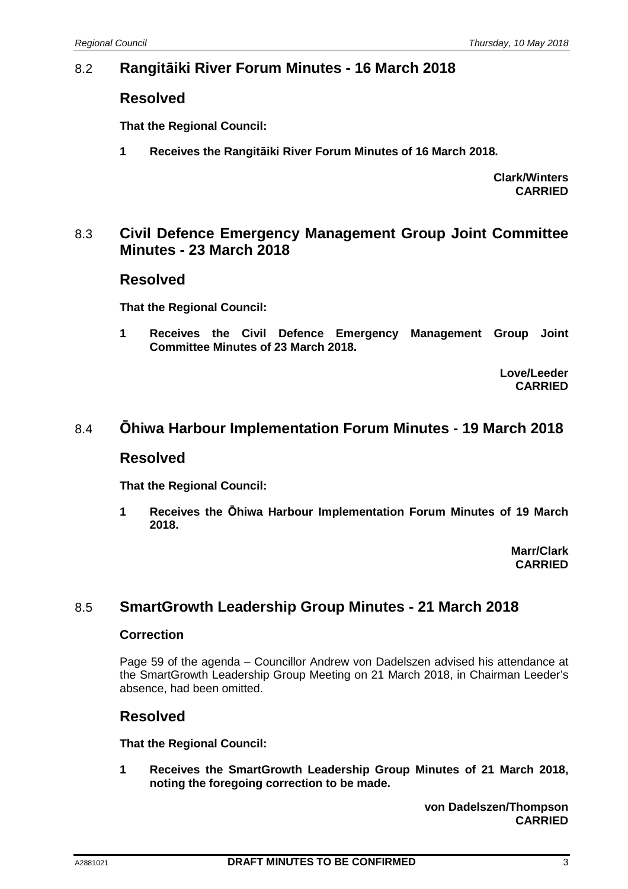## 8.2 Rangitāiki River Forum Minutes - 16 March 2018

### Resolved

**That the Regional Council:**

**1 Receives the Rangitāiki River Forum Minutes of 16 March 2018.**

**Clark/Winters**
**CARRIED**

## 8.3 Civil Defence Emergency Management Group Joint Committee Minutes - 23 March 2018

### Resolved

**That the Regional Council:**

**1 Receives the Civil Defence Emergency Management Group Joint Committee Minutes of 23 March 2018.**

**Love/Leeder**
**CARRIED**

## 8.4 Ōhiwa Harbour Implementation Forum Minutes - 19 March 2018

### Resolved

**That the Regional Council:**

**1 Receives the Ōhiwa Harbour Implementation Forum Minutes of 19 March 2018.**

**Marr/Clark**
**CARRIED**

## 8.5 SmartGrowth Leadership Group Minutes - 21 March 2018

#### Correction

Page 59 of the agenda – Councillor Andrew von Dadelszen advised his attendance at the SmartGrowth Leadership Group Meeting on 21 March 2018, in Chairman Leeder's absence, had been omitted.

### Resolved

**That the Regional Council:**

**1 Receives the SmartGrowth Leadership Group Minutes of 21 March 2018, noting the foregoing correction to be made.**

**von Dadelszen/Thompson**
**CARRIED**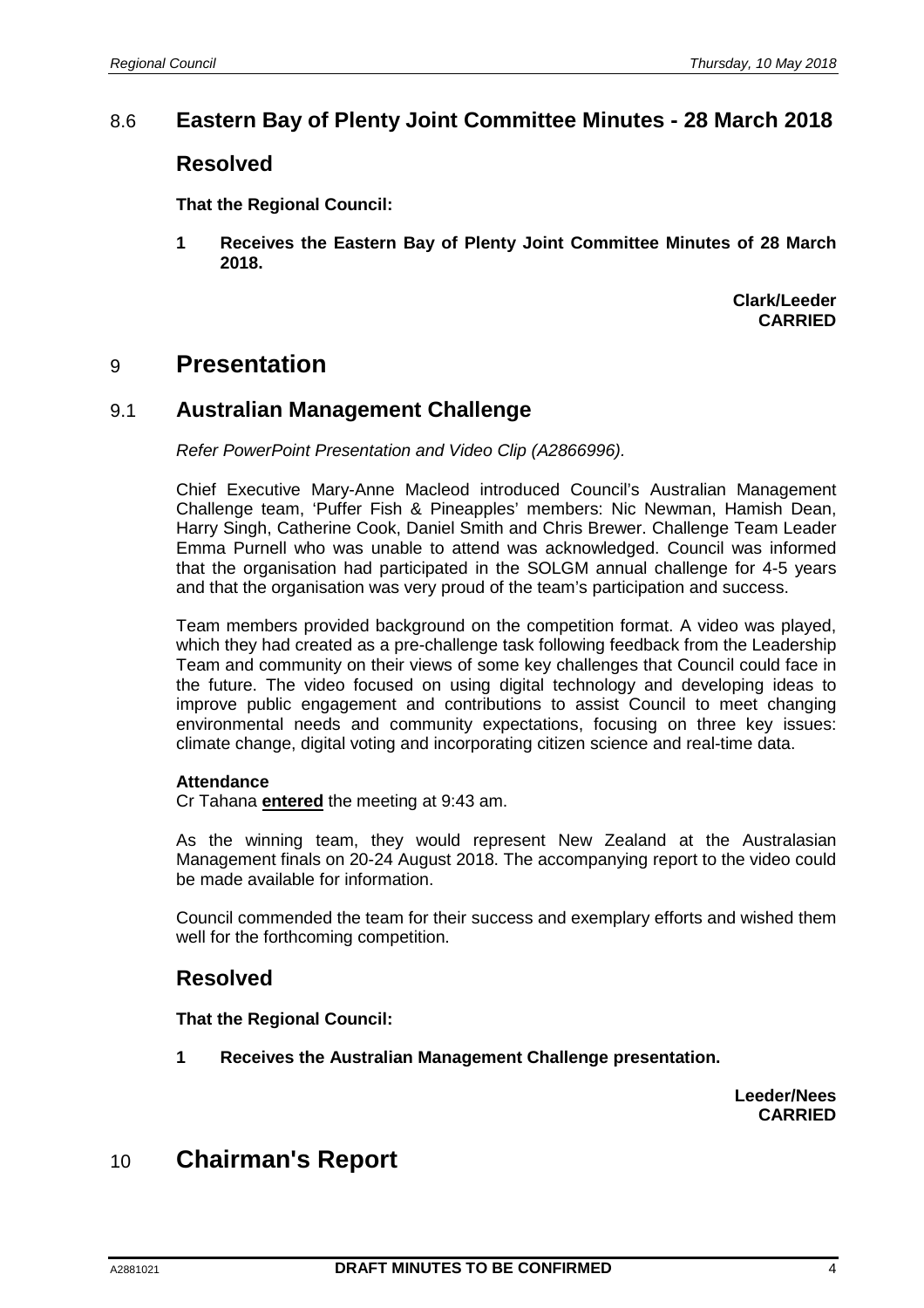## 8.6 Eastern Bay of Plenty Joint Committee Minutes - 28 March 2018

### Resolved

**That the Regional Council:**

**1 Receives the Eastern Bay of Plenty Joint Committee Minutes of 28 March 2018.**

**Clark/Leeder**
**CARRIED**

# 9 Presentation

## 9.1 Australian Management Challenge

*Refer PowerPoint Presentation and Video Clip (A2866996).*

Chief Executive Mary-Anne Macleod introduced Council's Australian Management Challenge team, 'Puffer Fish & Pineapples' members: Nic Newman, Hamish Dean, Harry Singh, Catherine Cook, Daniel Smith and Chris Brewer. Challenge Team Leader Emma Purnell who was unable to attend was acknowledged. Council was informed that the organisation had participated in the SOLGM annual challenge for 4-5 years and that the organisation was very proud of the team's participation and success.

Team members provided background on the competition format. A video was played, which they had created as a pre-challenge task following feedback from the Leadership Team and community on their views of some key challenges that Council could face in the future. The video focused on using digital technology and developing ideas to improve public engagement and contributions to assist Council to meet changing environmental needs and community expectations, focusing on three key issues: climate change, digital voting and incorporating citizen science and real-time data.

**Attendance**
Cr Tahana **entered** the meeting at 9:43 am.

As the winning team, they would represent New Zealand at the Australasian Management finals on 20-24 August 2018. The accompanying report to the video could be made available for information.

Council commended the team for their success and exemplary efforts and wished them well for the forthcoming competition.

### Resolved

**That the Regional Council:**

**1 Receives the Australian Management Challenge presentation.**

**Leeder/Nees**
**CARRIED**

# 10 Chairman's Report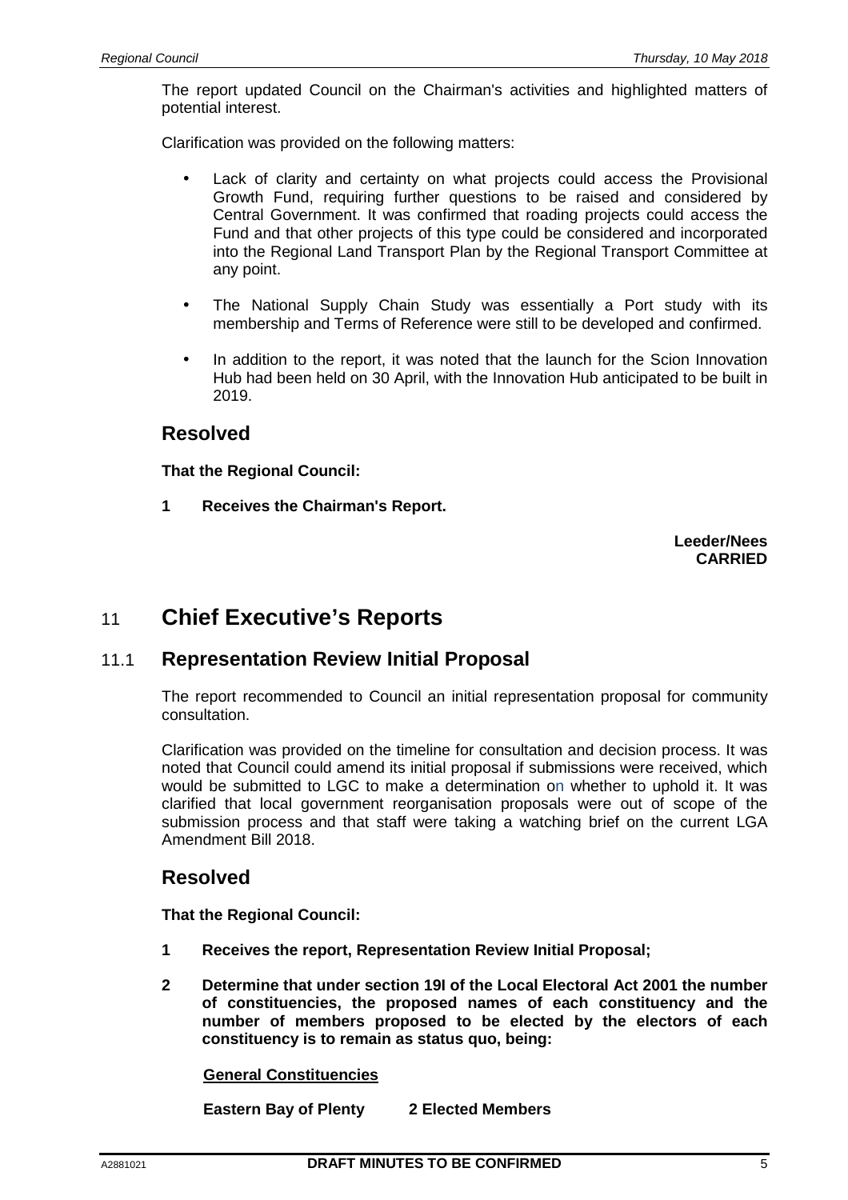The report updated Council on the Chairman's activities and highlighted matters of potential interest.

Clarification was provided on the following matters:

- Lack of clarity and certainty on what projects could access the Provisional Growth Fund, requiring further questions to be raised and considered by Central Government. It was confirmed that roading projects could access the Fund and that other projects of this type could be considered and incorporated into the Regional Land Transport Plan by the Regional Transport Committee at any point.
- The National Supply Chain Study was essentially a Port study with its membership and Terms of Reference were still to be developed and confirmed.
- In addition to the report, it was noted that the launch for the Scion Innovation Hub had been held on 30 April, with the Innovation Hub anticipated to be built in 2019.

### Resolved

**That the Regional Council:**

**1 Receives the Chairman's Report.**

**Leeder/Nees**
**CARRIED**

# 11 Chief Executive's Reports

## 11.1 Representation Review Initial Proposal

The report recommended to Council an initial representation proposal for community consultation.

Clarification was provided on the timeline for consultation and decision process. It was noted that Council could amend its initial proposal if submissions were received, which would be submitted to LGC to make a determination on whether to uphold it. It was clarified that local government reorganisation proposals were out of scope of the submission process and that staff were taking a watching brief on the current LGA Amendment Bill 2018.

### Resolved

**That the Regional Council:**

**1 Receives the report, Representation Review Initial Proposal;**

**2 Determine that under section 19I of the Local Electoral Act 2001 the number of constituencies, the proposed names of each constituency and the number of members proposed to be elected by the electors of each constituency is to remain as status quo, being:**

**General Constituencies**

**Eastern Bay of Plenty 2 Elected Members**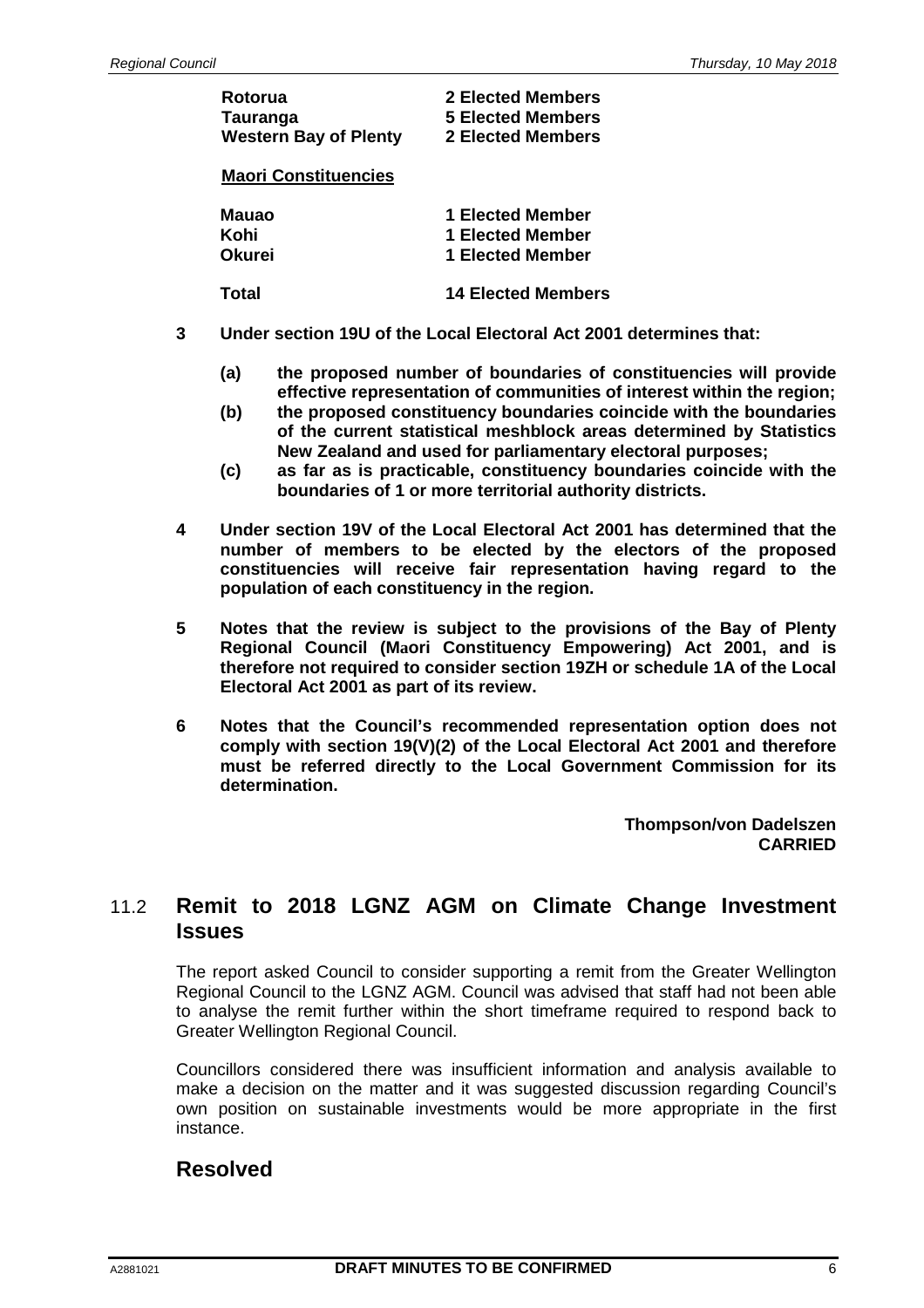| | |
|---|---|
| **Rotorua** | **2 Elected Members** |
| **Tauranga** | **5 Elected Members** |
| **Western Bay of Plenty** | **2 Elected Members** |

**Maori Constituencies**

| | |
|---|---|
| **Mauao** | **1 Elected Member** |
| **Kohi** | **1 Elected Member** |
| **Okurei** | **1 Elected Member** |
| **Total** | **14 Elected Members** |

**3 Under section 19U of the Local Electoral Act 2001 determines that:**

**(a) the proposed number of boundaries of constituencies will provide effective representation of communities of interest within the region;**

**(b) the proposed constituency boundaries coincide with the boundaries of the current statistical meshblock areas determined by Statistics New Zealand and used for parliamentary electoral purposes;**

**(c) as far as is practicable, constituency boundaries coincide with the boundaries of 1 or more territorial authority districts.**

**4 Under section 19V of the Local Electoral Act 2001 has determined that the number of members to be elected by the electors of the proposed constituencies will receive fair representation having regard to the population of each constituency in the region.**

**5 Notes that the review is subject to the provisions of the Bay of Plenty Regional Council (Maori Constituency Empowering) Act 2001, and is therefore not required to consider section 19ZH or schedule 1A of the Local Electoral Act 2001 as part of its review.**

**6 Notes that the Council's recommended representation option does not comply with section 19(V)(2) of the Local Electoral Act 2001 and therefore must be referred directly to the Local Government Commission for its determination.**

**Thompson/von Dadelszen**
**CARRIED**

## 11.2 Remit to 2018 LGNZ AGM on Climate Change Investment Issues

The report asked Council to consider supporting a remit from the Greater Wellington Regional Council to the LGNZ AGM. Council was advised that staff had not been able to analyse the remit further within the short timeframe required to respond back to Greater Wellington Regional Council.

Councillors considered there was insufficient information and analysis available to make a decision on the matter and it was suggested discussion regarding Council's own position on sustainable investments would be more appropriate in the first instance.

## Resolved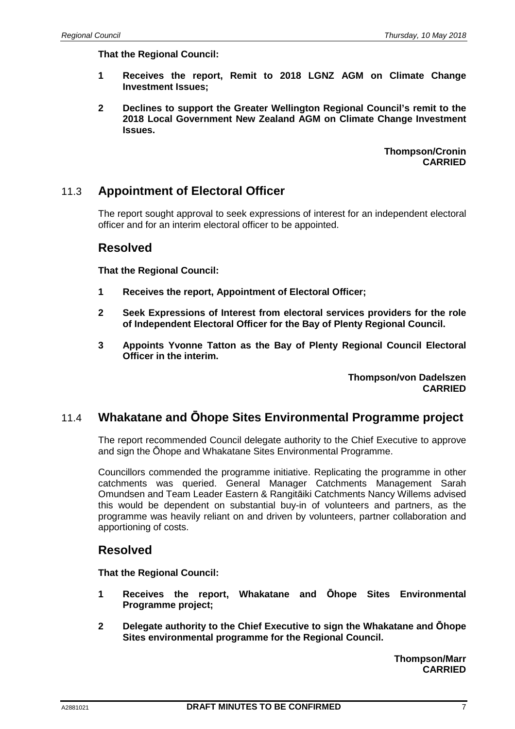**That the Regional Council:**

**1 Receives the report, Remit to 2018 LGNZ AGM on Climate Change Investment Issues;**

**2 Declines to support the Greater Wellington Regional Council's remit to the 2018 Local Government New Zealand AGM on Climate Change Investment Issues.**

**Thompson/Cronin**
**CARRIED**

## 11.3 Appointment of Electoral Officer

The report sought approval to seek expressions of interest for an independent electoral officer and for an interim electoral officer to be appointed.

### Resolved

**That the Regional Council:**

**1 Receives the report, Appointment of Electoral Officer;**

**2 Seek Expressions of Interest from electoral services providers for the role of Independent Electoral Officer for the Bay of Plenty Regional Council.**

**3 Appoints Yvonne Tatton as the Bay of Plenty Regional Council Electoral Officer in the interim.**

**Thompson/von Dadelszen**
**CARRIED**

## 11.4 Whakatane and Ōhope Sites Environmental Programme project

The report recommended Council delegate authority to the Chief Executive to approve and sign the Ōhope and Whakatane Sites Environmental Programme.

Councillors commended the programme initiative. Replicating the programme in other catchments was queried. General Manager Catchments Management Sarah Omundsen and Team Leader Eastern & Rangitāiki Catchments Nancy Willems advised this would be dependent on substantial buy-in of volunteers and partners, as the programme was heavily reliant on and driven by volunteers, partner collaboration and apportioning of costs.

### Resolved

**That the Regional Council:**

**1 Receives the report, Whakatane and Ōhope Sites Environmental Programme project;**

**2 Delegate authority to the Chief Executive to sign the Whakatane and Ōhope Sites environmental programme for the Regional Council.**

**Thompson/Marr**
**CARRIED**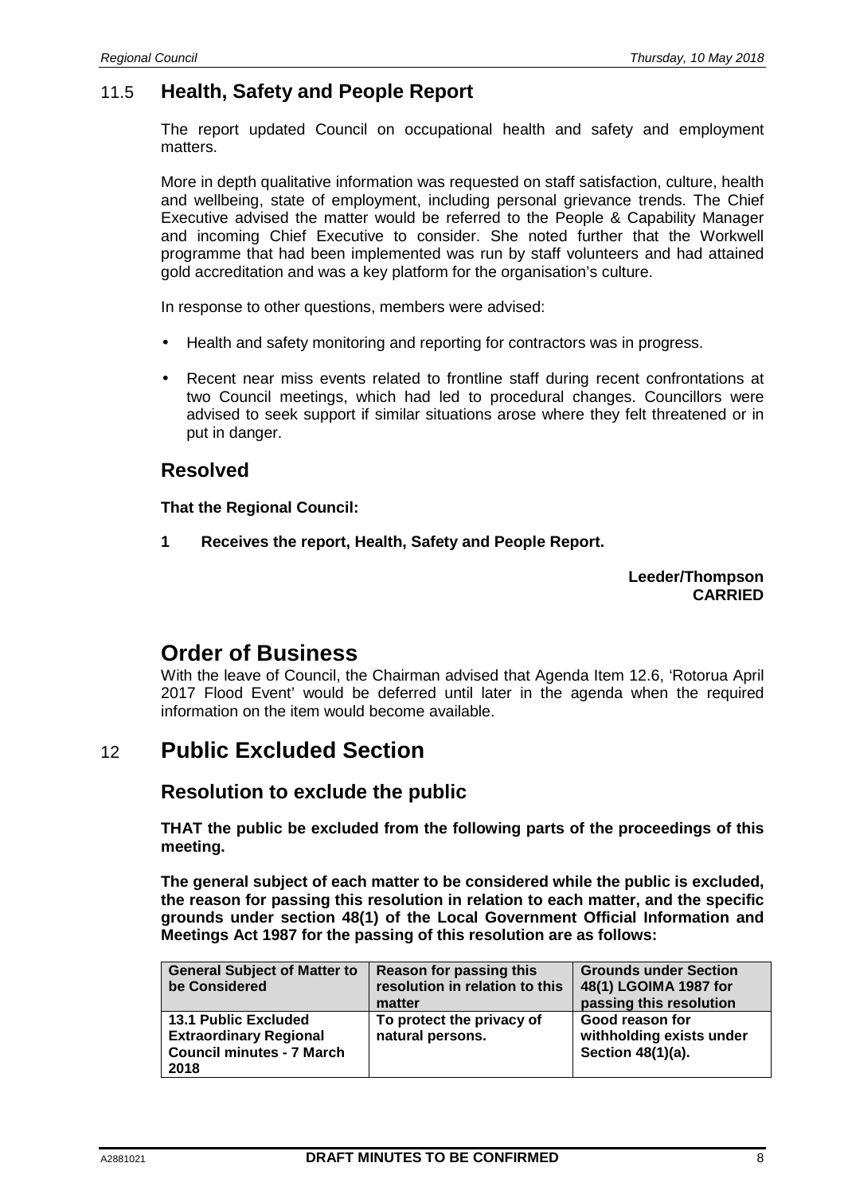## 11.5 Health, Safety and People Report

The report updated Council on occupational health and safety and employment matters.

More in depth qualitative information was requested on staff satisfaction, culture, health and wellbeing, state of employment, including personal grievance trends. The Chief Executive advised the matter would be referred to the People & Capability Manager and incoming Chief Executive to consider. She noted further that the Workwell programme that had been implemented was run by staff volunteers and had attained gold accreditation and was a key platform for the organisation's culture.

In response to other questions, members were advised:

- Health and safety monitoring and reporting for contractors was in progress.
- Recent near miss events related to frontline staff during recent confrontations at two Council meetings, which had led to procedural changes. Councillors were advised to seek support if similar situations arose where they felt threatened or in put in danger.

### Resolved

**That the Regional Council:**

**1 Receives the report, Health, Safety and People Report.**

**Leeder/Thompson**
**CARRIED**

# Order of Business

With the leave of Council, the Chairman advised that Agenda Item 12.6, 'Rotorua April 2017 Flood Event' would be deferred until later in the agenda when the required information on the item would become available.

## 12 Public Excluded Section

### Resolution to exclude the public

**THAT the public be excluded from the following parts of the proceedings of this meeting.**

**The general subject of each matter to be considered while the public is excluded, the reason for passing this resolution in relation to each matter, and the specific grounds under section 48(1) of the Local Government Official Information and Meetings Act 1987 for the passing of this resolution are as follows:**

| General Subject of Matter to be Considered | Reason for passing this resolution in relation to this matter | Grounds under Section 48(1) LGOIMA 1987 for passing this resolution |
|---|---|---|
| **13.1 Public Excluded Extraordinary Regional Council minutes - 7 March 2018** | **To protect the privacy of natural persons.** | **Good reason for withholding exists under Section 48(1)(a).** |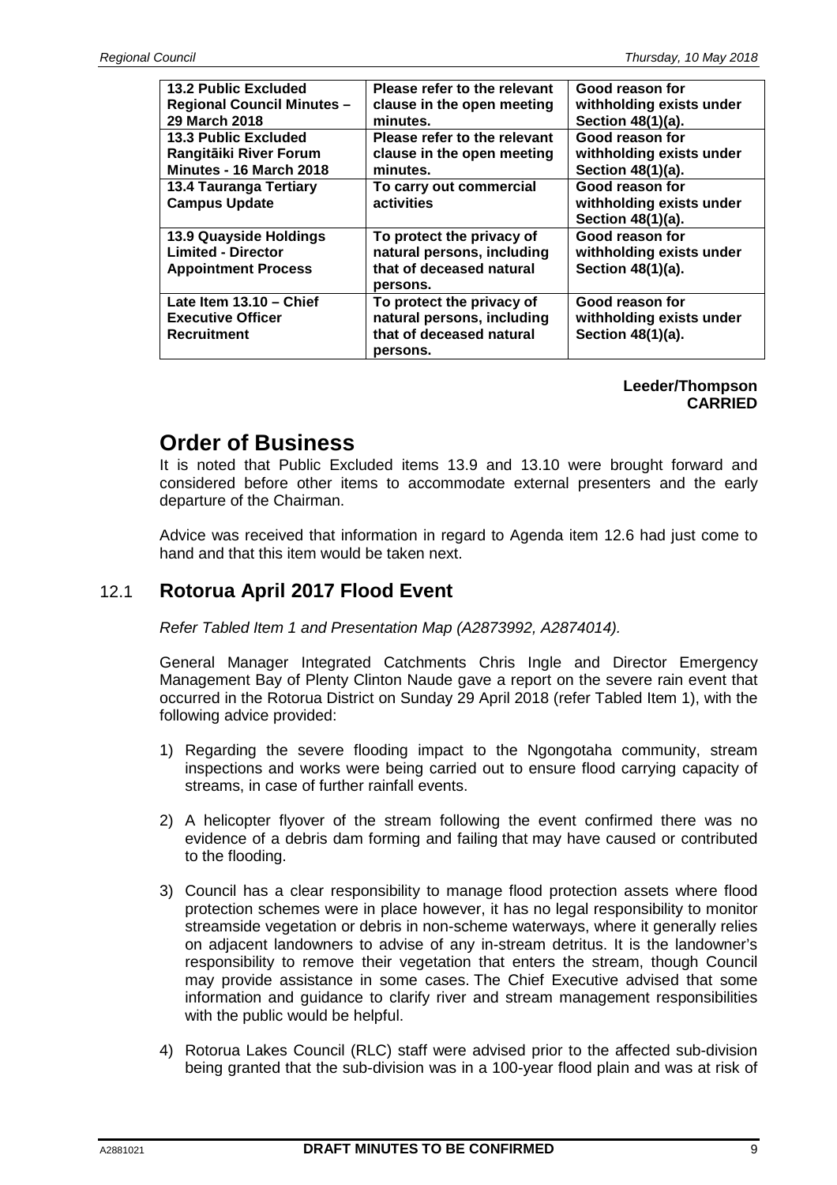| 13.2 Public Excluded Regional Council Minutes – 29 March 2018 | Please refer to the relevant clause in the open meeting minutes. | Good reason for withholding exists under Section 48(1)(a). |
|---|---|---|
| 13.3 Public Excluded Rangitāiki River Forum Minutes - 16 March 2018 | Please refer to the relevant clause in the open meeting minutes. | Good reason for withholding exists under Section 48(1)(a). |
| 13.4 Tauranga Tertiary Campus Update | To carry out commercial activities | Good reason for withholding exists under Section 48(1)(a). |
| 13.9 Quayside Holdings Limited - Director Appointment Process | To protect the privacy of natural persons, including that of deceased natural persons. | Good reason for withholding exists under Section 48(1)(a). |
| Late Item 13.10 – Chief Executive Officer Recruitment | To protect the privacy of natural persons, including that of deceased natural persons. | Good reason for withholding exists under Section 48(1)(a). |

**Leeder/Thompson**
**CARRIED**

# Order of Business

It is noted that Public Excluded items 13.9 and 13.10 were brought forward and considered before other items to accommodate external presenters and the early departure of the Chairman.

Advice was received that information in regard to Agenda item 12.6 had just come to hand and that this item would be taken next.

## 12.1 Rotorua April 2017 Flood Event

*Refer Tabled Item 1 and Presentation Map (A2873992, A2874014).*

General Manager Integrated Catchments Chris Ingle and Director Emergency Management Bay of Plenty Clinton Naude gave a report on the severe rain event that occurred in the Rotorua District on Sunday 29 April 2018 (refer Tabled Item 1), with the following advice provided:

1) Regarding the severe flooding impact to the Ngongotaha community, stream inspections and works were being carried out to ensure flood carrying capacity of streams, in case of further rainfall events.

2) A helicopter flyover of the stream following the event confirmed there was no evidence of a debris dam forming and failing that may have caused or contributed to the flooding.

3) Council has a clear responsibility to manage flood protection assets where flood protection schemes were in place however, it has no legal responsibility to monitor streamside vegetation or debris in non-scheme waterways, where it generally relies on adjacent landowners to advise of any in-stream detritus. It is the landowner's responsibility to remove their vegetation that enters the stream, though Council may provide assistance in some cases. The Chief Executive advised that some information and guidance to clarify river and stream management responsibilities with the public would be helpful.

4) Rotorua Lakes Council (RLC) staff were advised prior to the affected sub-division being granted that the sub-division was in a 100-year flood plain and was at risk of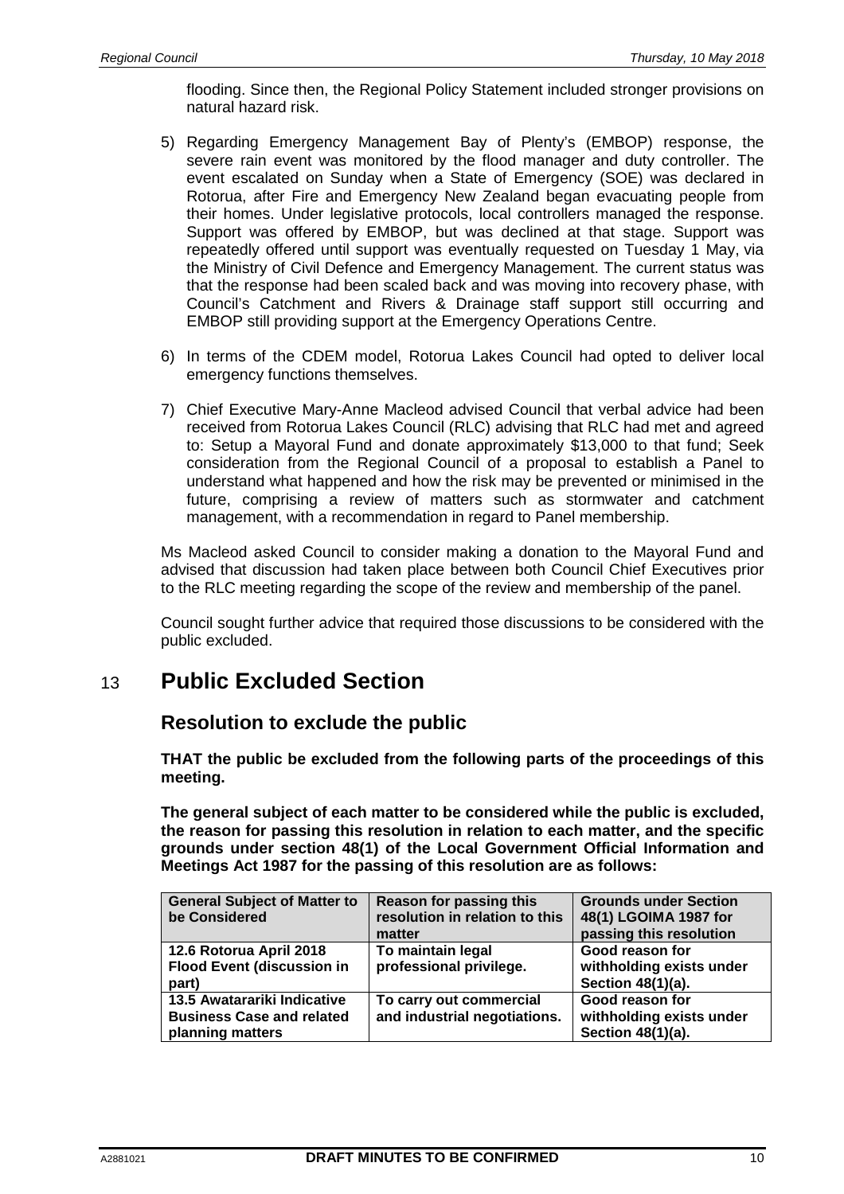flooding. Since then, the Regional Policy Statement included stronger provisions on natural hazard risk.

5) Regarding Emergency Management Bay of Plenty's (EMBOP) response, the severe rain event was monitored by the flood manager and duty controller. The event escalated on Sunday when a State of Emergency (SOE) was declared in Rotorua, after Fire and Emergency New Zealand began evacuating people from their homes. Under legislative protocols, local controllers managed the response. Support was offered by EMBOP, but was declined at that stage. Support was repeatedly offered until support was eventually requested on Tuesday 1 May, via the Ministry of Civil Defence and Emergency Management. The current status was that the response had been scaled back and was moving into recovery phase, with Council's Catchment and Rivers & Drainage staff support still occurring and EMBOP still providing support at the Emergency Operations Centre.

6) In terms of the CDEM model, Rotorua Lakes Council had opted to deliver local emergency functions themselves.

7) Chief Executive Mary-Anne Macleod advised Council that verbal advice had been received from Rotorua Lakes Council (RLC) advising that RLC had met and agreed to: Setup a Mayoral Fund and donate approximately $13,000 to that fund; Seek consideration from the Regional Council of a proposal to establish a Panel to understand what happened and how the risk may be prevented or minimised in the future, comprising a review of matters such as stormwater and catchment management, with a recommendation in regard to Panel membership.

Ms Macleod asked Council to consider making a donation to the Mayoral Fund and advised that discussion had taken place between both Council Chief Executives prior to the RLC meeting regarding the scope of the review and membership of the panel.

Council sought further advice that required those discussions to be considered with the public excluded.

# 13 Public Excluded Section

## Resolution to exclude the public

**THAT the public be excluded from the following parts of the proceedings of this meeting.**

**The general subject of each matter to be considered while the public is excluded, the reason for passing this resolution in relation to each matter, and the specific grounds under section 48(1) of the Local Government Official Information and Meetings Act 1987 for the passing of this resolution are as follows:**

| General Subject of Matter to be Considered | Reason for passing this resolution in relation to this matter | Grounds under Section 48(1) LGOIMA 1987 for passing this resolution |
|---|---|---|
| **12.6 Rotorua April 2018 Flood Event (discussion in part)** | **To maintain legal professional privilege.** | **Good reason for withholding exists under Section 48(1)(a).** |
| **13.5 Awatarariki Indicative Business Case and related planning matters** | **To carry out commercial and industrial negotiations.** | **Good reason for withholding exists under Section 48(1)(a).** |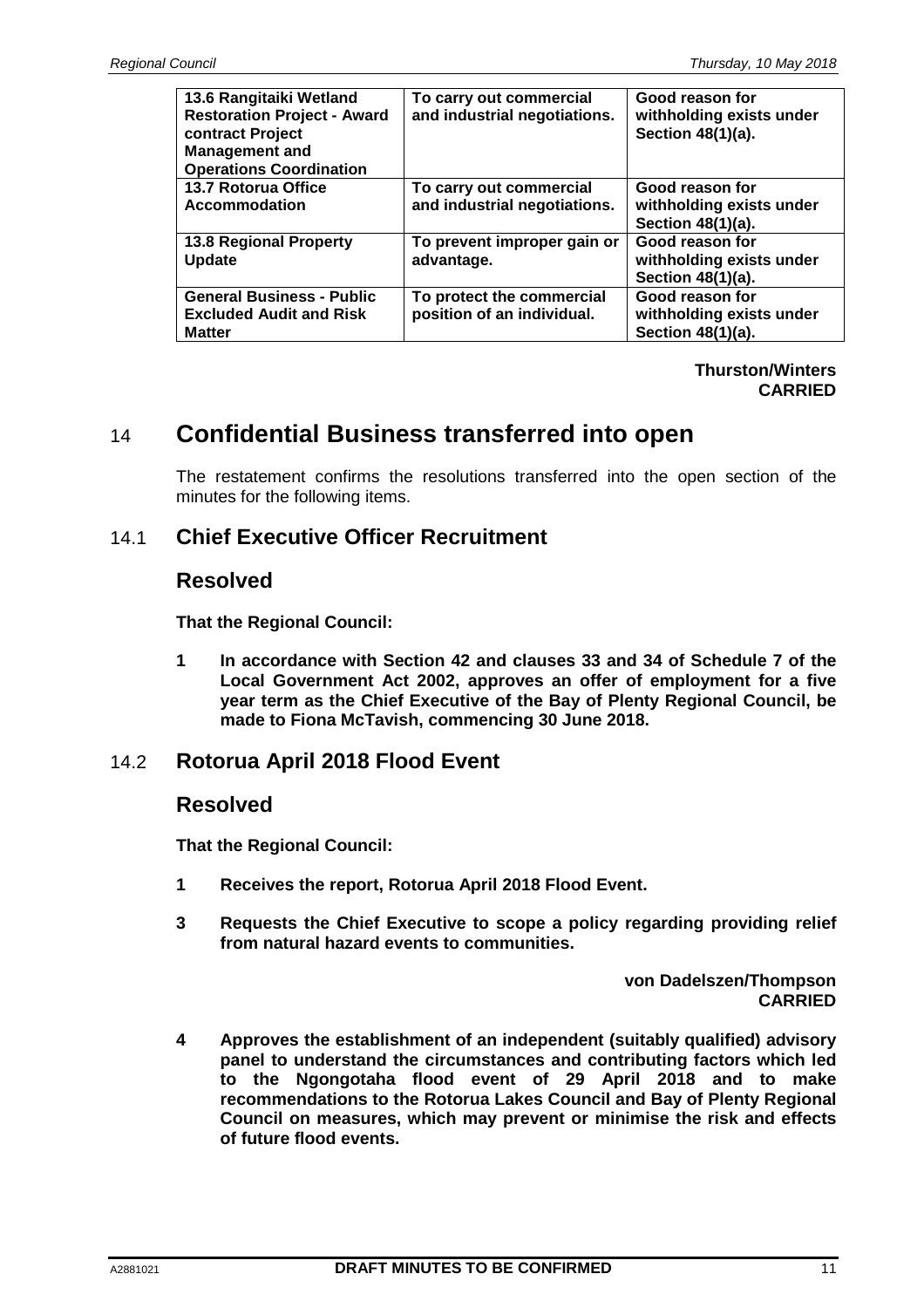| | | |
|---|---|---|
| **13.6 Rangitaiki Wetland Restoration Project - Award contract Project Management and Operations Coordination** | **To carry out commercial and industrial negotiations.** | **Good reason for withholding exists under Section 48(1)(a).** |
| **13.7 Rotorua Office Accommodation** | **To carry out commercial and industrial negotiations.** | **Good reason for withholding exists under Section 48(1)(a).** |
| **13.8 Regional Property Update** | **To prevent improper gain or advantage.** | **Good reason for withholding exists under Section 48(1)(a).** |
| **General Business - Public Excluded Audit and Risk Matter** | **To protect the commercial position of an individual.** | **Good reason for withholding exists under Section 48(1)(a).** |

**Thurston/Winters**
**CARRIED**

# 14 Confidential Business transferred into open

The restatement confirms the resolutions transferred into the open section of the minutes for the following items.

## 14.1 Chief Executive Officer Recruitment

## Resolved

**That the Regional Council:**

**1 In accordance with Section 42 and clauses 33 and 34 of Schedule 7 of the Local Government Act 2002, approves an offer of employment for a five year term as the Chief Executive of the Bay of Plenty Regional Council, be made to Fiona McTavish, commencing 30 June 2018.**

## 14.2 Rotorua April 2018 Flood Event

## Resolved

**That the Regional Council:**

**1 Receives the report, Rotorua April 2018 Flood Event.**

**3 Requests the Chief Executive to scope a policy regarding providing relief from natural hazard events to communities.**

**von Dadelszen/Thompson**
**CARRIED**

**4 Approves the establishment of an independent (suitably qualified) advisory panel to understand the circumstances and contributing factors which led to the Ngongotaha flood event of 29 April 2018 and to make recommendations to the Rotorua Lakes Council and Bay of Plenty Regional Council on measures, which may prevent or minimise the risk and effects of future flood events.**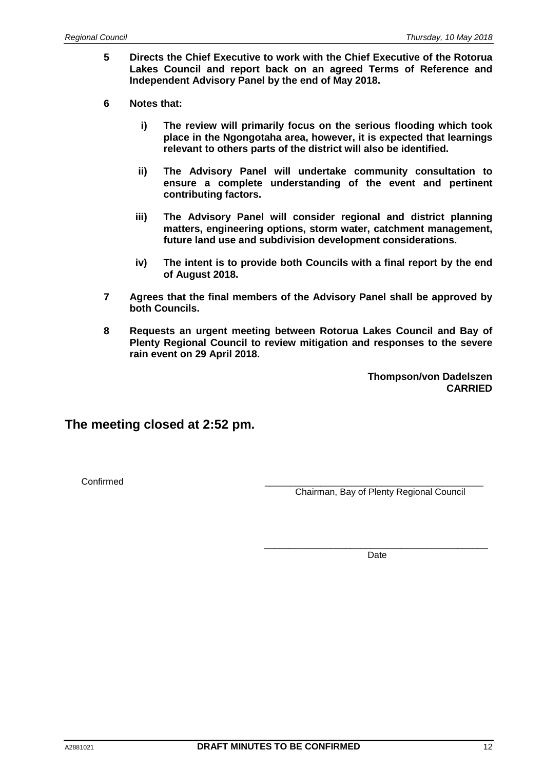**5 Directs the Chief Executive to work with the Chief Executive of the Rotorua Lakes Council and report back on an agreed Terms of Reference and Independent Advisory Panel by the end of May 2018.**

**6 Notes that:**

**i) The review will primarily focus on the serious flooding which took place in the Ngongotaha area, however, it is expected that learnings relevant to others parts of the district will also be identified.**

**ii) The Advisory Panel will undertake community consultation to ensure a complete understanding of the event and pertinent contributing factors.**

**iii) The Advisory Panel will consider regional and district planning matters, engineering options, storm water, catchment management, future land use and subdivision development considerations.**

**iv) The intent is to provide both Councils with a final report by the end of August 2018.**

**7 Agrees that the final members of the Advisory Panel shall be approved by both Councils.**

**8 Requests an urgent meeting between Rotorua Lakes Council and Bay of Plenty Regional Council to review mitigation and responses to the severe rain event on 29 April 2018.**

**Thompson/von Dadelszen**
**CARRIED**

## The meeting closed at 2:52 pm.

Confirmed

_____________________________________________
Chairman, Bay of Plenty Regional Council

_____________________________________________
Date

A2881021 **DRAFT MINUTES TO BE CONFIRMED**